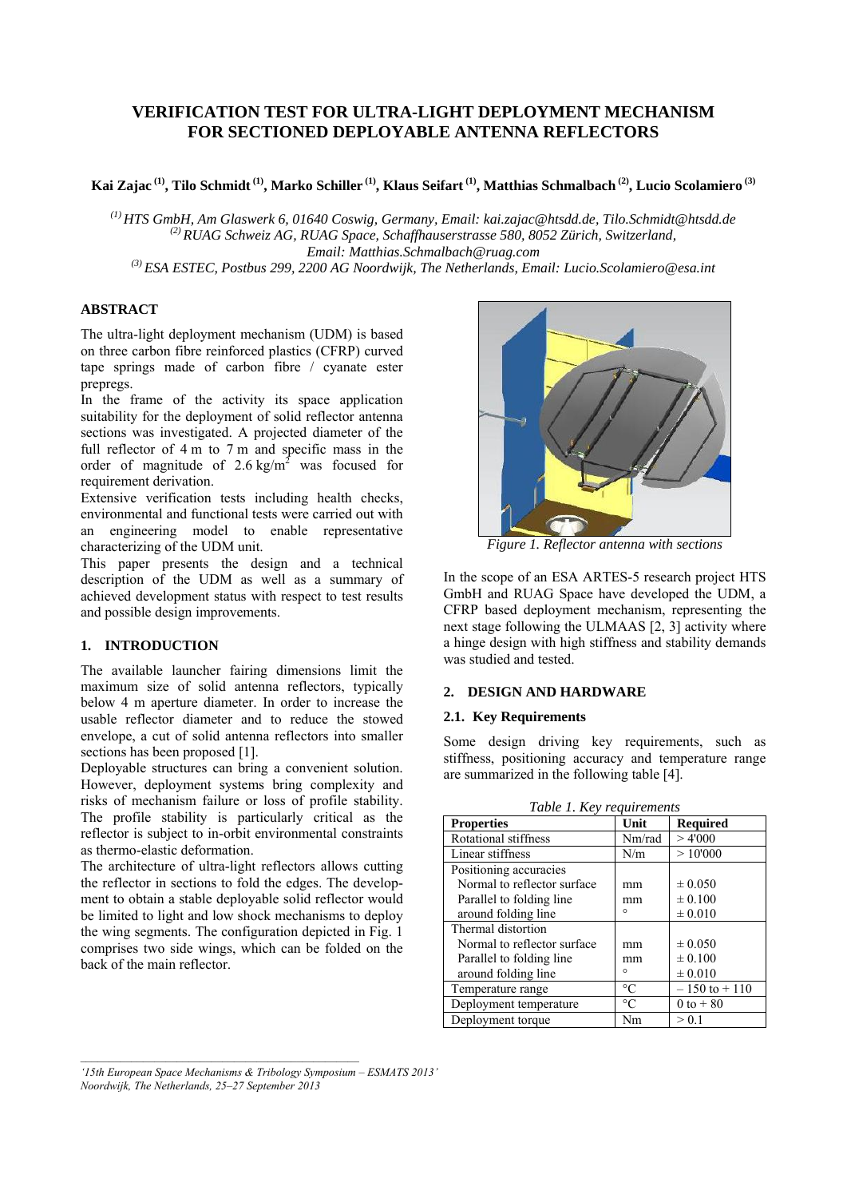# VERIFICATION TEST FOR ULTRA-LIGHT DEPLOYMENT MECHANISM FOR SECTIONED DEPLOYABLE ANTENNA REFLECTORS

**Kai Zajac [(1)], Tilo Schmidt [(1)], Marko Schiller [(1)], Klaus Seifart [(1)], Matthias Schmalbach [(2)], Lucio Scolamiero [(3)]**

*[(1)] HTS GmbH, Am Glaswerk 6, 01640 Coswig, Germany, Email: kai.zajac@htsdd.de, Tilo.Schmidt@htsdd.de*
*[(2)] RUAG Schweiz AG, RUAG Space, Schaffhauserstrasse 580, 8052 Zürich, Switzerland, Email: Matthias.Schmalbach@ruag.com*
*[(3)] ESA ESTEC, Postbus 299, 2200 AG Noordwijk, The Netherlands, Email: Lucio.Scolamiero@esa.int*

## ABSTRACT

The ultra-light deployment mechanism (UDM) is based on three carbon fibre reinforced plastics (CFRP) curved tape springs made of carbon fibre / cyanate ester prepregs.

In the frame of the activity its space application suitability for the deployment of solid reflector antenna sections was investigated. A projected diameter of the full reflector of 4 m to 7 m and specific mass in the order of magnitude of 2.6 kg/m$^2$ was focused for requirement derivation.

Extensive verification tests including health checks, environmental and functional tests were carried out with an engineering model to enable representative characterizing of the UDM unit.

This paper presents the design and a technical description of the UDM as well as a summary of achieved development status with respect to test results and possible design improvements.

## 1. INTRODUCTION

The available launcher fairing dimensions limit the maximum size of solid antenna reflectors, typically below 4 m aperture diameter. In order to increase the usable reflector diameter and to reduce the stowed envelope, a cut of solid antenna reflectors into smaller sections has been proposed [1].

Deployable structures can bring a convenient solution. However, deployment systems bring complexity and risks of mechanism failure or loss of profile stability. The profile stability is particularly critical as the reflector is subject to in-orbit environmental constraints as thermo-elastic deformation.

The architecture of ultra-light reflectors allows cutting the reflector in sections to fold the edges. The development to obtain a stable deployable solid reflector would be limited to light and low shock mechanisms to deploy the wing segments. The configuration depicted in Fig. 1 comprises two side wings, which can be folded on the back of the main reflector.

*Figure 1. Reflector antenna with sections*

In the scope of an ESA ARTES-5 research project HTS GmbH and RUAG Space have developed the UDM, a CFRP based deployment mechanism, representing the next stage following the ULMAAS [2, 3] activity where a hinge design with high stiffness and stability demands was studied and tested.

## 2. DESIGN AND HARDWARE

### 2.1. Key Requirements

Some design driving key requirements, such as stiffness, positioning accuracy and temperature range are summarized in the following table [4].

*Table 1. Key requirements*

| Properties | Unit | Required |
|---|---|---|
| Rotational stiffness | Nm/rad | > 4'000 |
| Linear stiffness | N/m | > 10'000 |
| Positioning accuracies | | |
| Normal to reflector surface | mm | ± 0.050 |
| Parallel to folding line | mm | ± 0.100 |
| around folding line | ° | ± 0.010 |
| Thermal distortion | | |
| Normal to reflector surface | mm | ± 0.050 |
| Parallel to folding line | mm | ± 0.100 |
| around folding line | ° | ± 0.010 |
| Temperature range | °C | – 150 to + 110 |
| Deployment temperature | °C | 0 to + 80 |
| Deployment torque | Nm | > 0.1 |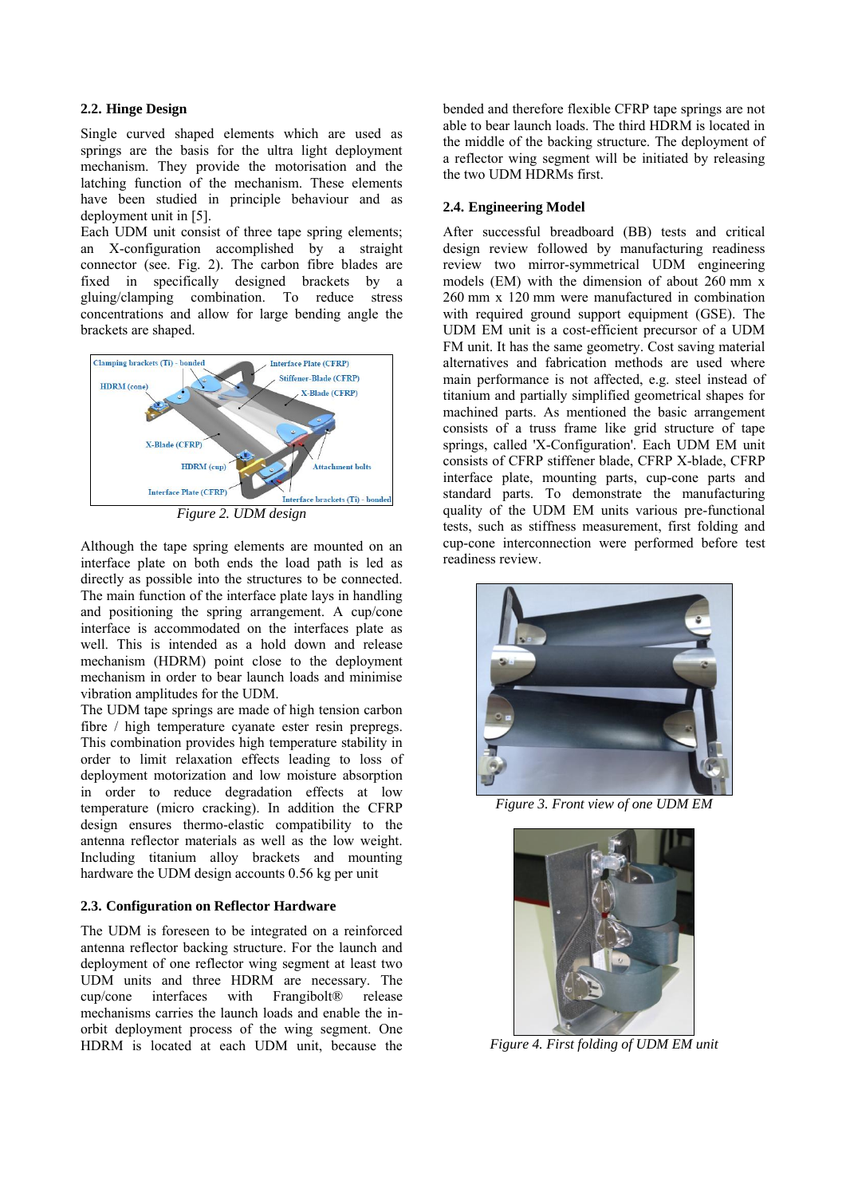### 2.2. Hinge Design

Single curved shaped elements which are used as springs are the basis for the ultra light deployment mechanism. They provide the motorisation and the latching function of the mechanism. These elements have been studied in principle behaviour and as deployment unit in [5].

Each UDM unit consist of three tape spring elements; an X-configuration accomplished by a straight connector (see. Fig. 2). The carbon fibre blades are fixed in specifically designed brackets by a gluing/clamping combination. To reduce stress concentrations and allow for large bending angle the brackets are shaped.

*Figure 2. UDM design*

Although the tape spring elements are mounted on an interface plate on both ends the load path is led as directly as possible into the structures to be connected. The main function of the interface plate lays in handling and positioning the spring arrangement. A cup/cone interface is accommodated on the interfaces plate as well. This is intended as a hold down and release mechanism (HDRM) point close to the deployment mechanism in order to bear launch loads and minimise vibration amplitudes for the UDM.

The UDM tape springs are made of high tension carbon fibre / high temperature cyanate ester resin prepregs. This combination provides high temperature stability in order to limit relaxation effects leading to loss of deployment motorization and low moisture absorption in order to reduce degradation effects at low temperature (micro cracking). In addition the CFRP design ensures thermo-elastic compatibility to the antenna reflector materials as well as the low weight. Including titanium alloy brackets and mounting hardware the UDM design accounts 0.56 kg per unit

### 2.3. Configuration on Reflector Hardware

The UDM is foreseen to be integrated on a reinforced antenna reflector backing structure. For the launch and deployment of one reflector wing segment at least two UDM units and three HDRM are necessary. The cup/cone interfaces with Frangibolt® release mechanisms carries the launch loads and enable the in-orbit deployment process of the wing segment. One HDRM is located at each UDM unit, because the bended and therefore flexible CFRP tape springs are not able to bear launch loads. The third HDRM is located in the middle of the backing structure. The deployment of a reflector wing segment will be initiated by releasing the two UDM HDRMs first.

### 2.4. Engineering Model

After successful breadboard (BB) tests and critical design review followed by manufacturing readiness review two mirror-symmetrical UDM engineering models (EM) with the dimension of about 260 mm x 260 mm x 120 mm were manufactured in combination with required ground support equipment (GSE). The UDM EM unit is a cost-efficient precursor of a UDM FM unit. It has the same geometry. Cost saving material alternatives and fabrication methods are used where main performance is not affected, e.g. steel instead of titanium and partially simplified geometrical shapes for machined parts. As mentioned the basic arrangement consists of a truss frame like grid structure of tape springs, called 'X-Configuration'. Each UDM EM unit consists of CFRP stiffener blade, CFRP X-blade, CFRP interface plate, mounting parts, cup-cone parts and standard parts. To demonstrate the manufacturing quality of the UDM EM units various pre-functional tests, such as stiffness measurement, first folding and cup-cone interconnection were performed before test readiness review.

*Figure 3. Front view of one UDM EM*

*Figure 4. First folding of UDM EM unit*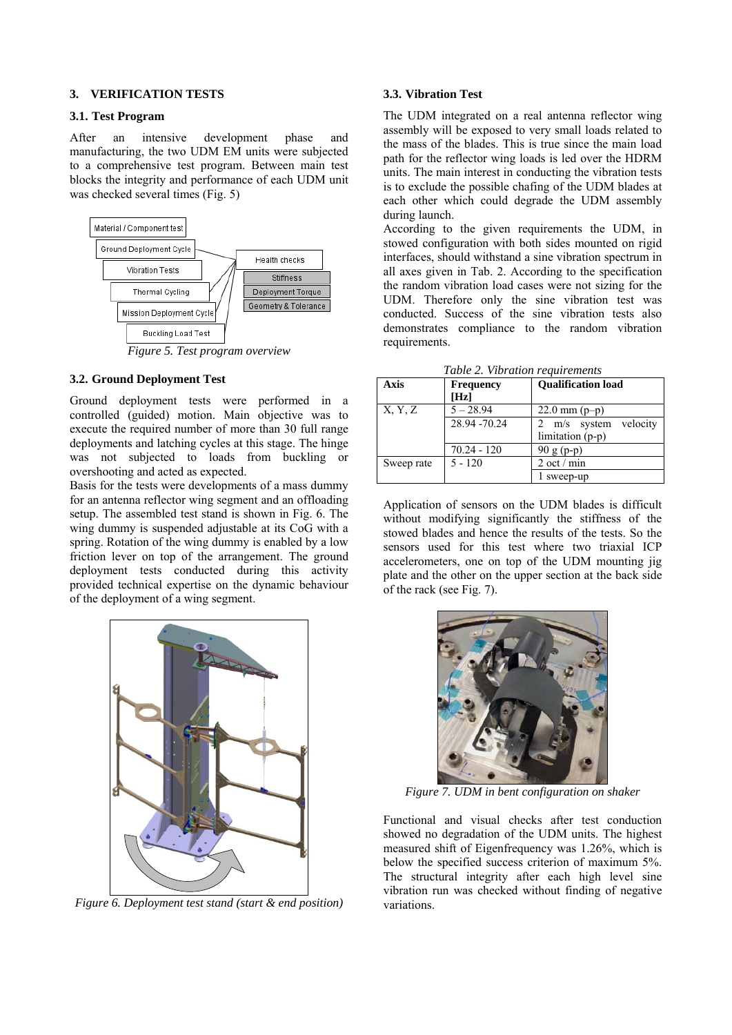## 3. VERIFICATION TESTS

### 3.1. Test Program

After an intensive development phase and manufacturing, the two UDM EM units were subjected to a comprehensive test program. Between main test blocks the integrity and performance of each UDM unit was checked several times (Fig. 5)

Figure 5. Test program overview

### 3.2. Ground Deployment Test

Ground deployment tests were performed in a controlled (guided) motion. Main objective was to execute the required number of more than 30 full range deployments and latching cycles at this stage. The hinge was not subjected to loads from buckling or overshooting and acted as expected.

Basis for the tests were developments of a mass dummy for an antenna reflector wing segment and an offloading setup. The assembled test stand is shown in Fig. 6. The wing dummy is suspended adjustable at its CoG with a spring. Rotation of the wing dummy is enabled by a low friction lever on top of the arrangement. The ground deployment tests conducted during this activity provided technical expertise on the dynamic behaviour of the deployment of a wing segment.

Figure 6. Deployment test stand (start & end position)

### 3.3. Vibration Test

The UDM integrated on a real antenna reflector wing assembly will be exposed to very small loads related to the mass of the blades. This is true since the main load path for the reflector wing loads is led over the HDRM units. The main interest in conducting the vibration tests is to exclude the possible chafing of the UDM blades at each other which could degrade the UDM assembly during launch.

According to the given requirements the UDM, in stowed configuration with both sides mounted on rigid interfaces, should withstand a sine vibration spectrum in all axes given in Tab. 2. According to the specification the random vibration load cases were not sizing for the UDM. Therefore only the sine vibration test was conducted. Success of the sine vibration tests also demonstrates compliance to the random vibration requirements.

*Table 2. Vibration requirements*

| Axis | Frequency [Hz] | Qualification load |
|---|---|---|
| X, Y, Z | 5 – 28.94 | 22.0 mm (p–p) |
| | 28.94 -70.24 | 2 m/s system velocity limitation (p-p) |
| | 70.24 - 120 | 90 g (p-p) |
| Sweep rate | 5 - 120 | 2 oct / min |
| | | 1 sweep-up |

Application of sensors on the UDM blades is difficult without modifying significantly the stiffness of the stowed blades and hence the results of the tests. So the sensors used for this test where two triaxial ICP accelerometers, one on top of the UDM mounting jig plate and the other on the upper section at the back side of the rack (see Fig. 7).

Figure 7. UDM in bent configuration on shaker

Functional and visual checks after test conduction showed no degradation of the UDM units. The highest measured shift of Eigenfrequency was 1.26%, which is below the specified success criterion of maximum 5%. The structural integrity after each high level sine vibration run was checked without finding of negative variations.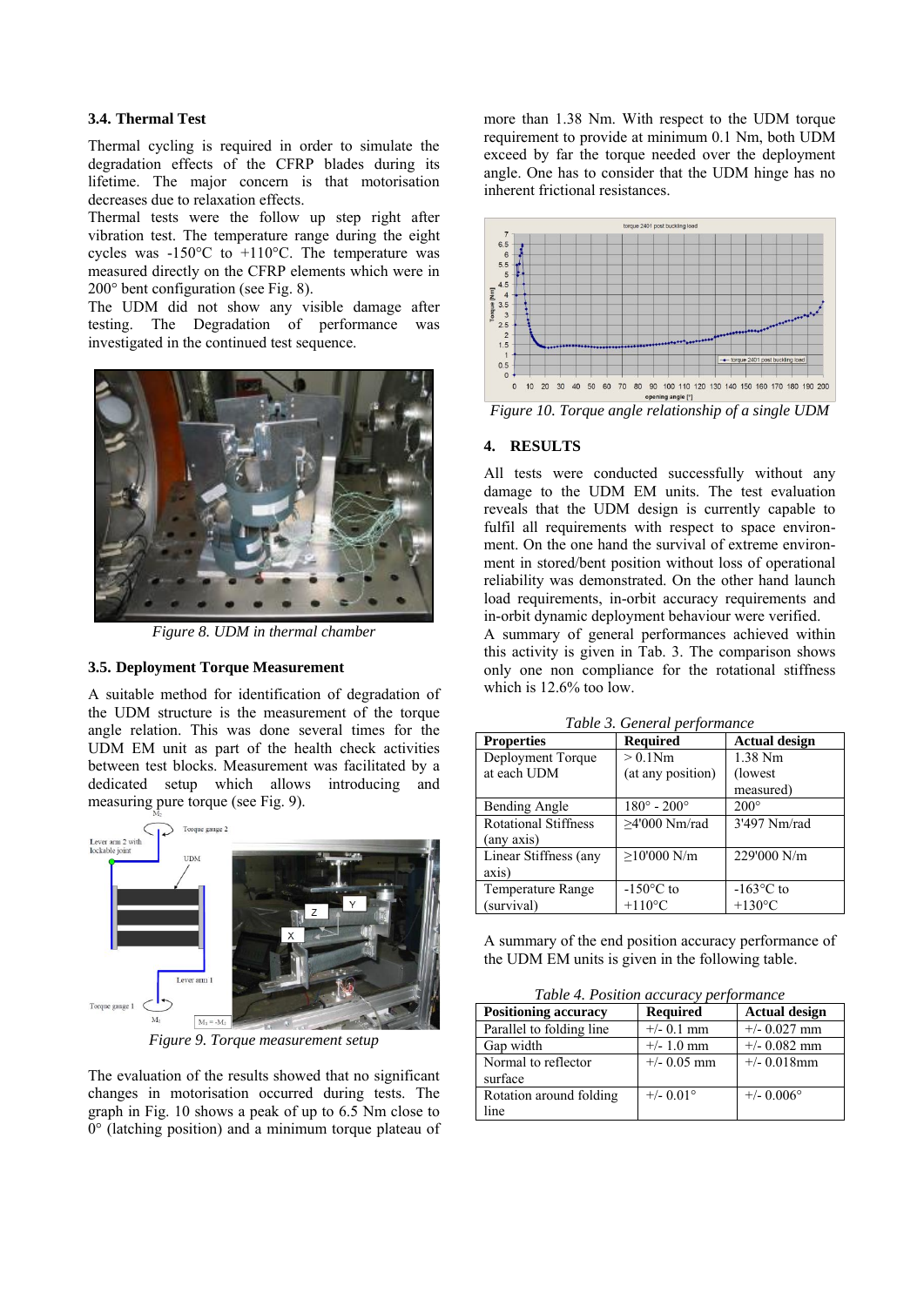### 3.4. Thermal Test

Thermal cycling is required in order to simulate the degradation effects of the CFRP blades during its lifetime. The major concern is that motorisation decreases due to relaxation effects.

Thermal tests were the follow up step right after vibration test. The temperature range during the eight cycles was -150°C to +110°C. The temperature was measured directly on the CFRP elements which were in 200° bent configuration (see Fig. 8).

The UDM did not show any visible damage after testing. The Degradation of performance was investigated in the continued test sequence.

*Figure 8. UDM in thermal chamber*

### 3.5. Deployment Torque Measurement

A suitable method for identification of degradation of the UDM structure is the measurement of the torque angle relation. This was done several times for the UDM EM unit as part of the health check activities between test blocks. Measurement was facilitated by a dedicated setup which allows introducing and measuring pure torque (see Fig. 9).

*Figure 9. Torque measurement setup*

The evaluation of the results showed that no significant changes in motorisation occurred during tests. The graph in Fig. 10 shows a peak of up to 6.5 Nm close to 0° (latching position) and a minimum torque plateau of more than 1.38 Nm. With respect to the UDM torque requirement to provide at minimum 0.1 Nm, both UDM exceed by far the torque needed over the deployment angle. One has to consider that the UDM hinge has no inherent frictional resistances.

*Figure 10. Torque angle relationship of a single UDM*

## 4. RESULTS

All tests were conducted successfully without any damage to the UDM EM units. The test evaluation reveals that the UDM design is currently capable to fulfil all requirements with respect to space environment. On the one hand the survival of extreme environment in stored/bent position without loss of operational reliability was demonstrated. On the other hand launch load requirements, in-orbit accuracy requirements and in-orbit dynamic deployment behaviour were verified.

A summary of general performances achieved within this activity is given in Tab. 3. The comparison shows only one non compliance for the rotational stiffness which is 12.6% too low.

*Table 3. General performance*

| Properties | Required | Actual design |
|---|---|---|
| Deployment Torque at each UDM | > 0.1Nm (at any position) | 1.38 Nm (lowest measured) |
| Bending Angle | 180° - 200° | 200° |
| Rotational Stiffness (any axis) | ≥4'000 Nm/rad | 3'497 Nm/rad |
| Linear Stiffness (any axis) | ≥10'000 N/m | 229'000 N/m |
| Temperature Range (survival) | -150°C to +110°C | -163°C to +130°C |

A summary of the end position accuracy performance of the UDM EM units is given in the following table.

*Table 4. Position accuracy performance*

| Positioning accuracy | Required | Actual design |
|---|---|---|
| Parallel to folding line | +/- 0.1 mm | +/- 0.027 mm |
| Gap width | +/- 1.0 mm | +/- 0.082 mm |
| Normal to reflector surface | +/- 0.05 mm | +/- 0.018mm |
| Rotation around folding line | +/- 0.01° | +/- 0.006° |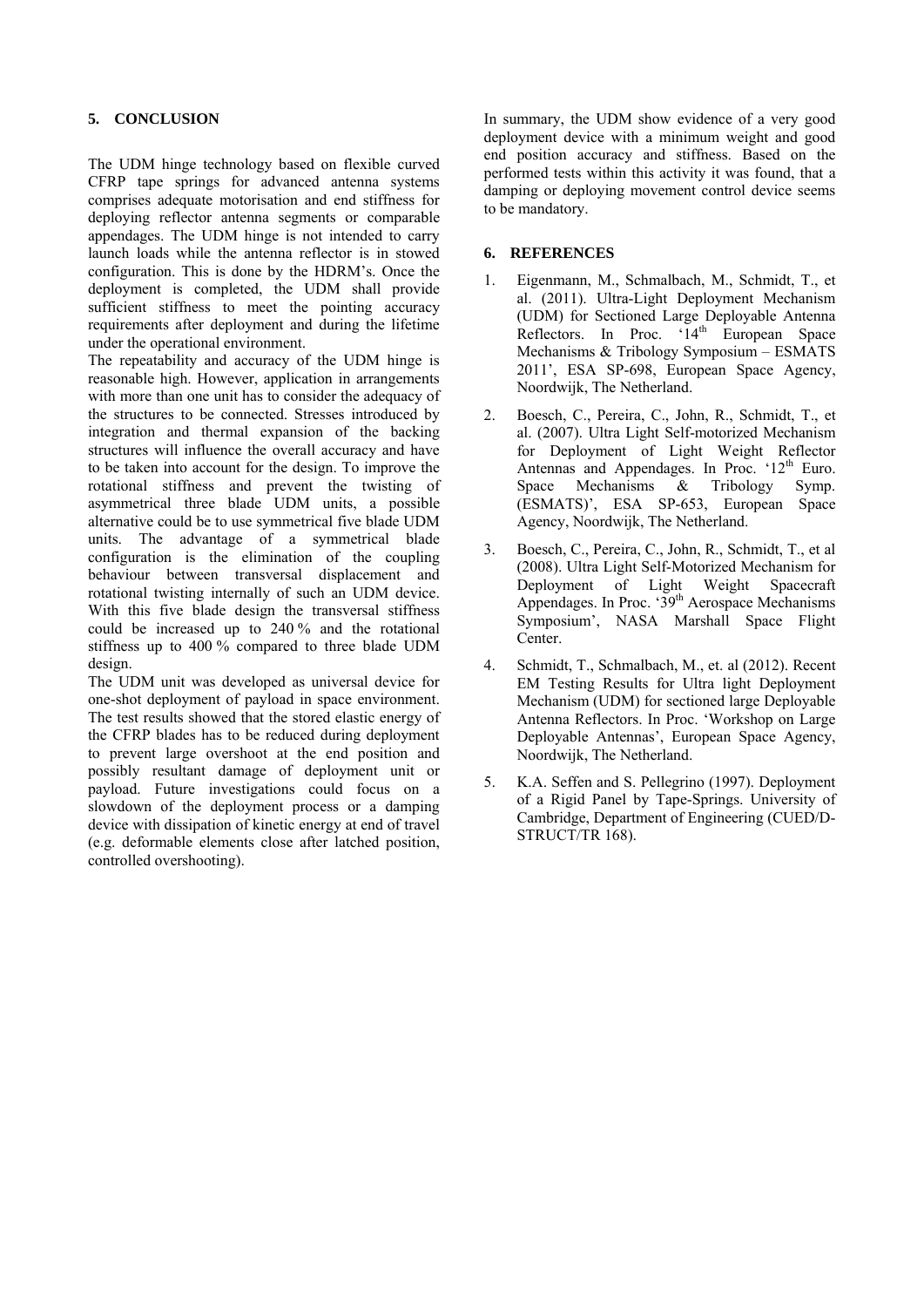## 5. CONCLUSION

The UDM hinge technology based on flexible curved CFRP tape springs for advanced antenna systems comprises adequate motorisation and end stiffness for deploying reflector antenna segments or comparable appendages. The UDM hinge is not intended to carry launch loads while the antenna reflector is in stowed configuration. This is done by the HDRM's. Once the deployment is completed, the UDM shall provide sufficient stiffness to meet the pointing accuracy requirements after deployment and during the lifetime under the operational environment.

The repeatability and accuracy of the UDM hinge is reasonable high. However, application in arrangements with more than one unit has to consider the adequacy of the structures to be connected. Stresses introduced by integration and thermal expansion of the backing structures will influence the overall accuracy and have to be taken into account for the design. To improve the rotational stiffness and prevent the twisting of asymmetrical three blade UDM units, a possible alternative could be to use symmetrical five blade UDM units. The advantage of a symmetrical blade configuration is the elimination of the coupling behaviour between transversal displacement and rotational twisting internally of such an UDM device. With this five blade design the transversal stiffness could be increased up to 240 % and the rotational stiffness up to 400 % compared to three blade UDM design.

The UDM unit was developed as universal device for one-shot deployment of payload in space environment. The test results showed that the stored elastic energy of the CFRP blades has to be reduced during deployment to prevent large overshoot at the end position and possibly resultant damage of deployment unit or payload. Future investigations could focus on a slowdown of the deployment process or a damping device with dissipation of kinetic energy at end of travel (e.g. deformable elements close after latched position, controlled overshooting).

In summary, the UDM show evidence of a very good deployment device with a minimum weight and good end position accuracy and stiffness. Based on the performed tests within this activity it was found, that a damping or deploying movement control device seems to be mandatory.

## 6. REFERENCES

1. Eigenmann, M., Schmalbach, M., Schmidt, T., et al. (2011). Ultra-Light Deployment Mechanism (UDM) for Sectioned Large Deployable Antenna Reflectors. In Proc. '14th European Space Mechanisms & Tribology Symposium – ESMATS 2011', ESA SP-698, European Space Agency, Noordwijk, The Netherland.

2. Boesch, C., Pereira, C., John, R., Schmidt, T., et al. (2007). Ultra Light Self-motorized Mechanism for Deployment of Light Weight Reflector Antennas and Appendages. In Proc. '12th Euro. Space Mechanisms & Tribology Symp. (ESMATS)', ESA SP-653, European Space Agency, Noordwijk, The Netherland.

3. Boesch, C., Pereira, C., John, R., Schmidt, T., et al (2008). Ultra Light Self-Motorized Mechanism for Deployment of Light Weight Spacecraft Appendages. In Proc. '39th Aerospace Mechanisms Symposium', NASA Marshall Space Flight Center.

4. Schmidt, T., Schmalbach, M., et. al (2012). Recent EM Testing Results for Ultra light Deployment Mechanism (UDM) for sectioned large Deployable Antenna Reflectors. In Proc. 'Workshop on Large Deployable Antennas', European Space Agency, Noordwijk, The Netherland.

5. K.A. Seffen and S. Pellegrino (1997). Deployment of a Rigid Panel by Tape-Springs. University of Cambridge, Department of Engineering (CUED/D-STRUCT/TR 168).